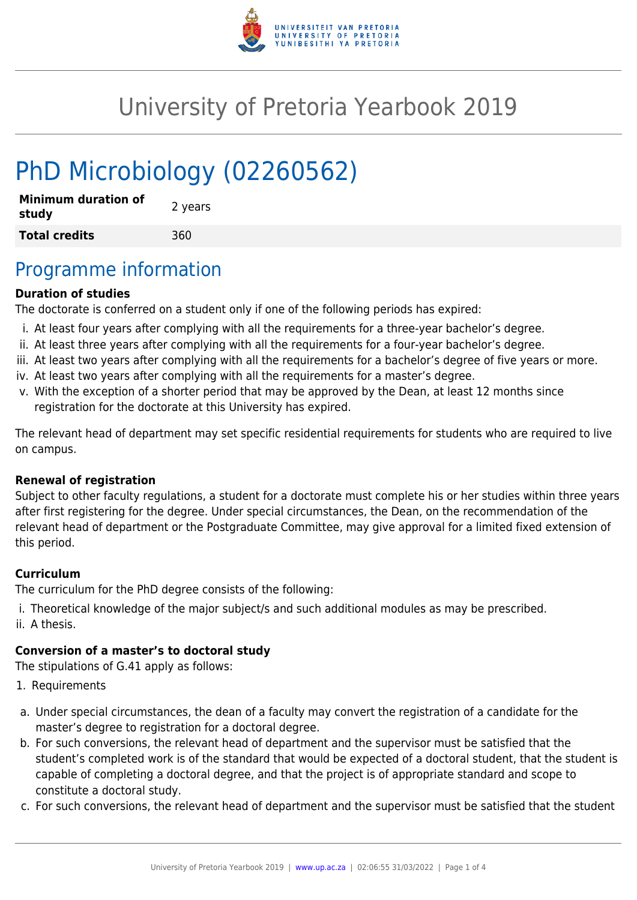# University of Pretoria Yearbook 2019

# PhD Microbiology (02260562)

| | |
|---|---|
| **Minimum duration of study** | 2 years |
| **Total credits** | 360 |

## Programme information

**Duration of studies**

The doctorate is conferred on a student only if one of the following periods has expired:

i. At least four years after complying with all the requirements for a three-year bachelor's degree.
ii. At least three years after complying with all the requirements for a four-year bachelor's degree.
iii. At least two years after complying with all the requirements for a bachelor's degree of five years or more.
iv. At least two years after complying with all the requirements for a master's degree.
v. With the exception of a shorter period that may be approved by the Dean, at least 12 months since registration for the doctorate at this University has expired.

The relevant head of department may set specific residential requirements for students who are required to live on campus.

**Renewal of registration**

Subject to other faculty regulations, a student for a doctorate must complete his or her studies within three years after first registering for the degree. Under special circumstances, the Dean, on the recommendation of the relevant head of department or the Postgraduate Committee, may give approval for a limited fixed extension of this period.

**Curriculum**

The curriculum for the PhD degree consists of the following:

i. Theoretical knowledge of the major subject/s and such additional modules as may be prescribed.
ii. A thesis.

**Conversion of a master's to doctoral study**

The stipulations of G.41 apply as follows:

1. Requirements

a. Under special circumstances, the dean of a faculty may convert the registration of a candidate for the master's degree to registration for a doctoral degree.
b. For such conversions, the relevant head of department and the supervisor must be satisfied that the student's completed work is of the standard that would be expected of a doctoral student, that the student is capable of completing a doctoral degree, and that the project is of appropriate standard and scope to constitute a doctoral study.
c. For such conversions, the relevant head of department and the supervisor must be satisfied that the student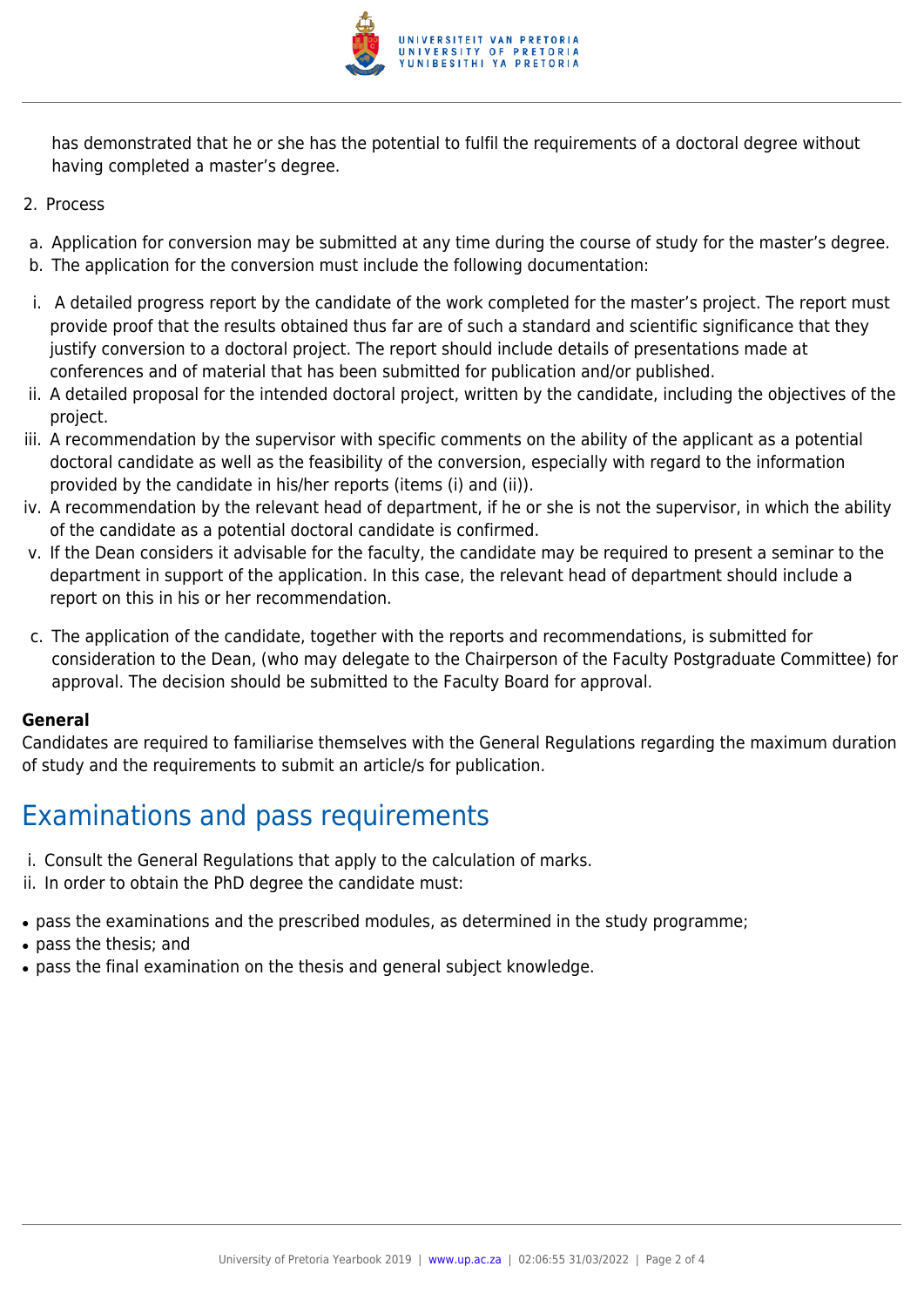has demonstrated that he or she has the potential to fulfil the requirements of a doctoral degree without having completed a master's degree.

2. Process

a. Application for conversion may be submitted at any time during the course of study for the master's degree.
b. The application for the conversion must include the following documentation:

i. A detailed progress report by the candidate of the work completed for the master's project. The report must provide proof that the results obtained thus far are of such a standard and scientific significance that they justify conversion to a doctoral project. The report should include details of presentations made at conferences and of material that has been submitted for publication and/or published.
ii. A detailed proposal for the intended doctoral project, written by the candidate, including the objectives of the project.
iii. A recommendation by the supervisor with specific comments on the ability of the applicant as a potential doctoral candidate as well as the feasibility of the conversion, especially with regard to the information provided by the candidate in his/her reports (items (i) and (ii)).
iv. A recommendation by the relevant head of department, if he or she is not the supervisor, in which the ability of the candidate as a potential doctoral candidate is confirmed.
v. If the Dean considers it advisable for the faculty, the candidate may be required to present a seminar to the department in support of the application. In this case, the relevant head of department should include a report on this in his or her recommendation.

c. The application of the candidate, together with the reports and recommendations, is submitted for consideration to the Dean, (who may delegate to the Chairperson of the Faculty Postgraduate Committee) for approval. The decision should be submitted to the Faculty Board for approval.

**General**
Candidates are required to familiarise themselves with the General Regulations regarding the maximum duration of study and the requirements to submit an article/s for publication.

## Examinations and pass requirements

i. Consult the General Regulations that apply to the calculation of marks.
ii. In order to obtain the PhD degree the candidate must:

- pass the examinations and the prescribed modules, as determined in the study programme;
- pass the thesis; and
- pass the final examination on the thesis and general subject knowledge.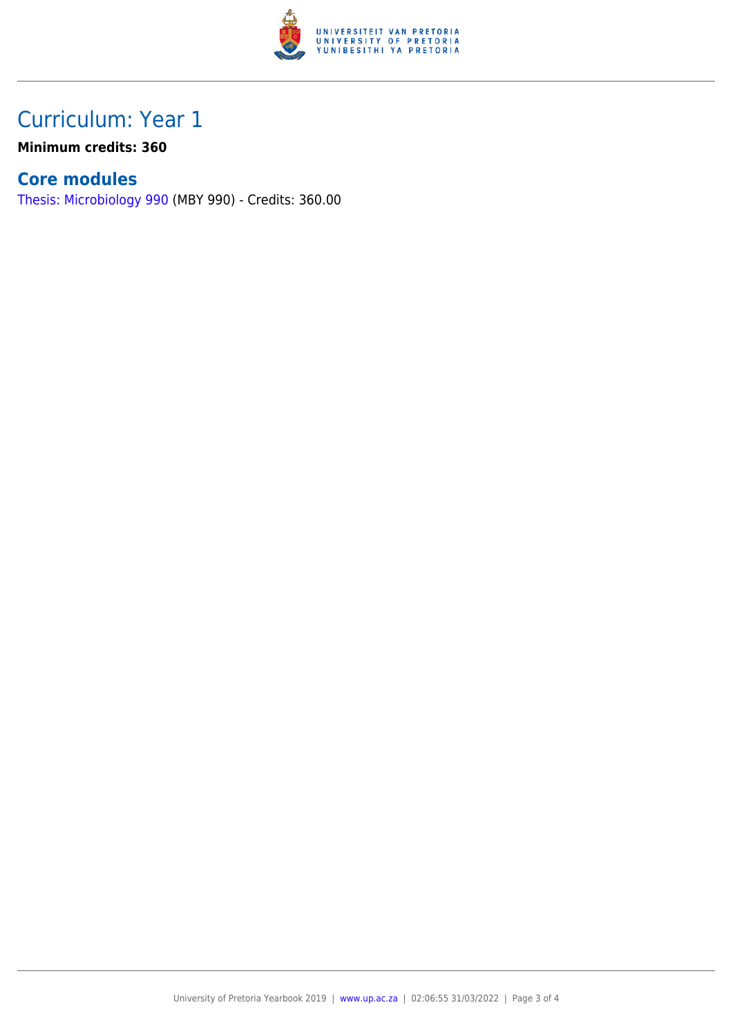# Curriculum: Year 1

**Minimum credits: 360**

## Core modules

Thesis: Microbiology 990 (MBY 990) - Credits: 360.00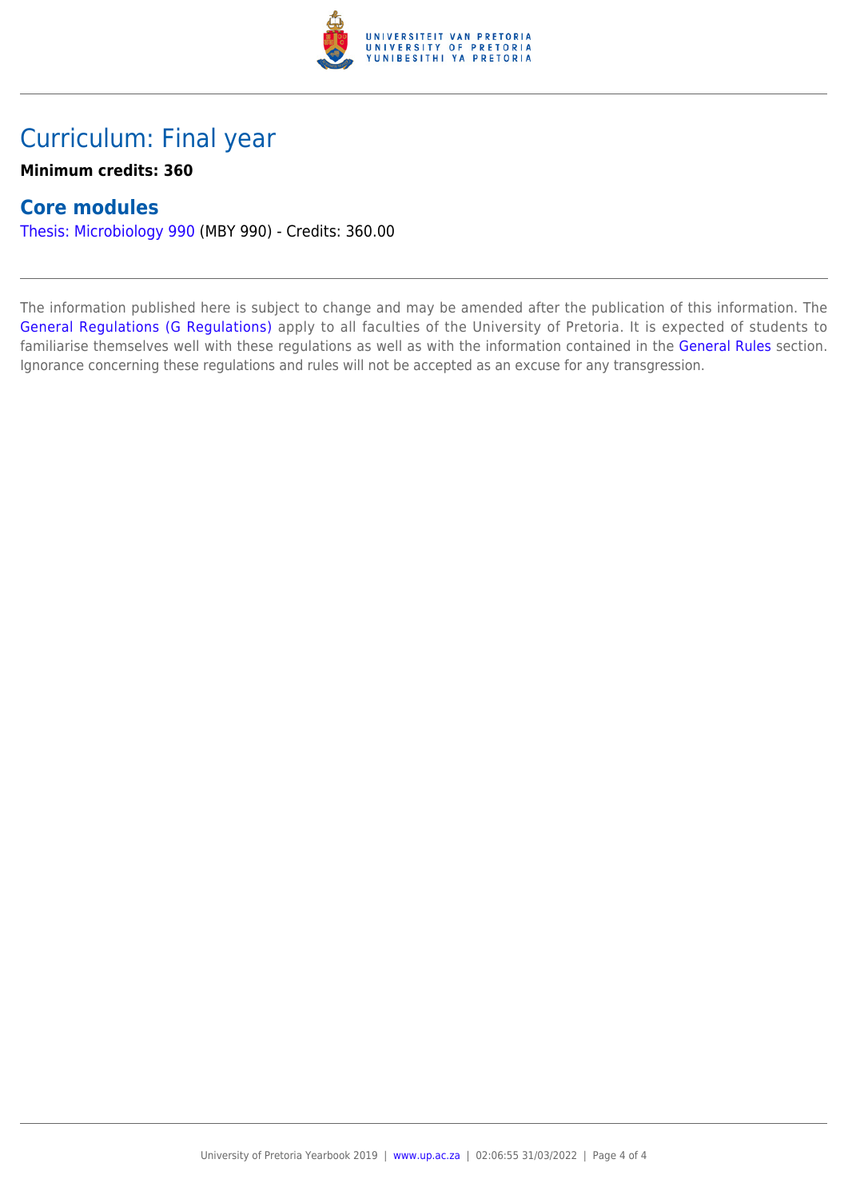## Curriculum: Final year

**Minimum credits: 360**

### Core modules

Thesis: Microbiology 990 (MBY 990) - Credits: 360.00

The information published here is subject to change and may be amended after the publication of this information. The General Regulations (G Regulations) apply to all faculties of the University of Pretoria. It is expected of students to familiarise themselves well with these regulations as well as with the information contained in the General Rules section. Ignorance concerning these regulations and rules will not be accepted as an excuse for any transgression.